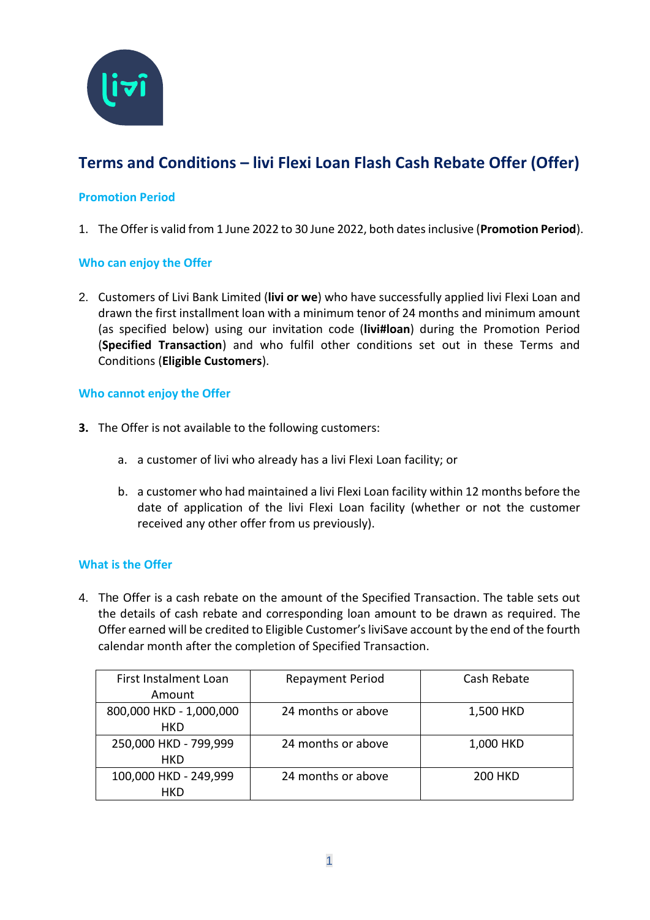# Terms and Conditions – livi Flexi Loan Flash Cash Rebate Offer (Offer)

### Promotion Period

1. The Offer is valid from 1 June 2022 to 30 June 2022, both dates inclusive (**Promotion Period**).

### Who can enjoy the Offer

2. Customers of Livi Bank Limited (**livi or we**) who have successfully applied livi Flexi Loan and drawn the first installment loan with a minimum tenor of 24 months and minimum amount (as specified below) using our invitation code (**livi#loan**) during the Promotion Period (**Specified Transaction**) and who fulfil other conditions set out in these Terms and Conditions (**Eligible Customers**).

### Who cannot enjoy the Offer

3. The Offer is not available to the following customers:

   a. a customer of livi who already has a livi Flexi Loan facility; or

   b. a customer who had maintained a livi Flexi Loan facility within 12 months before the date of application of the livi Flexi Loan facility (whether or not the customer received any other offer from us previously).

### What is the Offer

4. The Offer is a cash rebate on the amount of the Specified Transaction. The table sets out the details of cash rebate and corresponding loan amount to be drawn as required. The Offer earned will be credited to Eligible Customer's liviSave account by the end of the fourth calendar month after the completion of Specified Transaction.

| First Instalment Loan Amount | Repayment Period | Cash Rebate |
|---|---|---|
| 800,000 HKD - 1,000,000 HKD | 24 months or above | 1,500 HKD |
| 250,000 HKD - 799,999 HKD | 24 months or above | 1,000 HKD |
| 100,000 HKD - 249,999 HKD | 24 months or above | 200 HKD |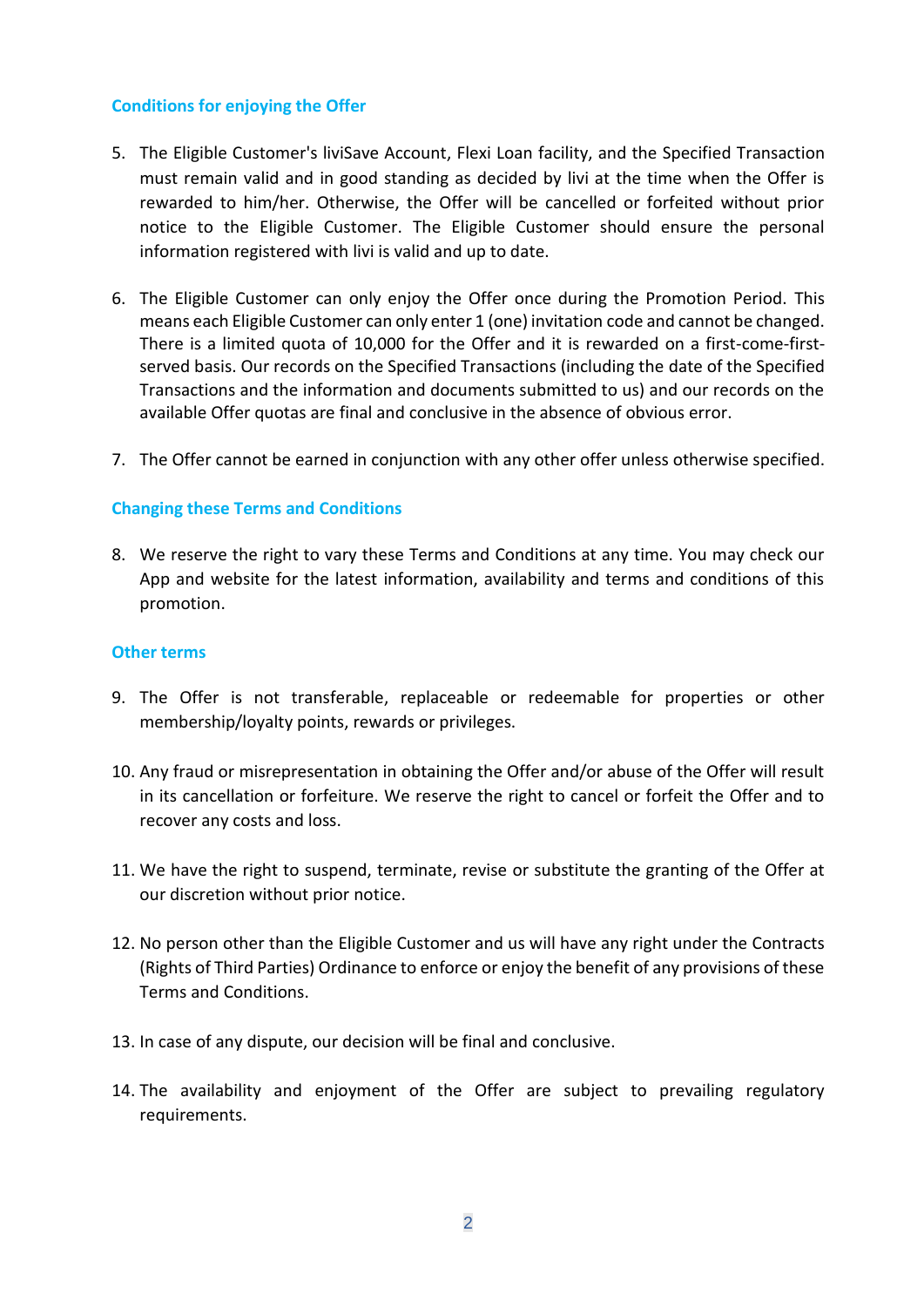## Conditions for enjoying the Offer

5. The Eligible Customer's liviSave Account, Flexi Loan facility, and the Specified Transaction must remain valid and in good standing as decided by livi at the time when the Offer is rewarded to him/her. Otherwise, the Offer will be cancelled or forfeited without prior notice to the Eligible Customer. The Eligible Customer should ensure the personal information registered with livi is valid and up to date.

6. The Eligible Customer can only enjoy the Offer once during the Promotion Period. This means each Eligible Customer can only enter 1 (one) invitation code and cannot be changed. There is a limited quota of 10,000 for the Offer and it is rewarded on a first-come-first-served basis. Our records on the Specified Transactions (including the date of the Specified Transactions and the information and documents submitted to us) and our records on the available Offer quotas are final and conclusive in the absence of obvious error.

7. The Offer cannot be earned in conjunction with any other offer unless otherwise specified.

## Changing these Terms and Conditions

8. We reserve the right to vary these Terms and Conditions at any time. You may check our App and website for the latest information, availability and terms and conditions of this promotion.

## Other terms

9. The Offer is not transferable, replaceable or redeemable for properties or other membership/loyalty points, rewards or privileges.

10. Any fraud or misrepresentation in obtaining the Offer and/or abuse of the Offer will result in its cancellation or forfeiture. We reserve the right to cancel or forfeit the Offer and to recover any costs and loss.

11. We have the right to suspend, terminate, revise or substitute the granting of the Offer at our discretion without prior notice.

12. No person other than the Eligible Customer and us will have any right under the Contracts (Rights of Third Parties) Ordinance to enforce or enjoy the benefit of any provisions of these Terms and Conditions.

13. In case of any dispute, our decision will be final and conclusive.

14. The availability and enjoyment of the Offer are subject to prevailing regulatory requirements.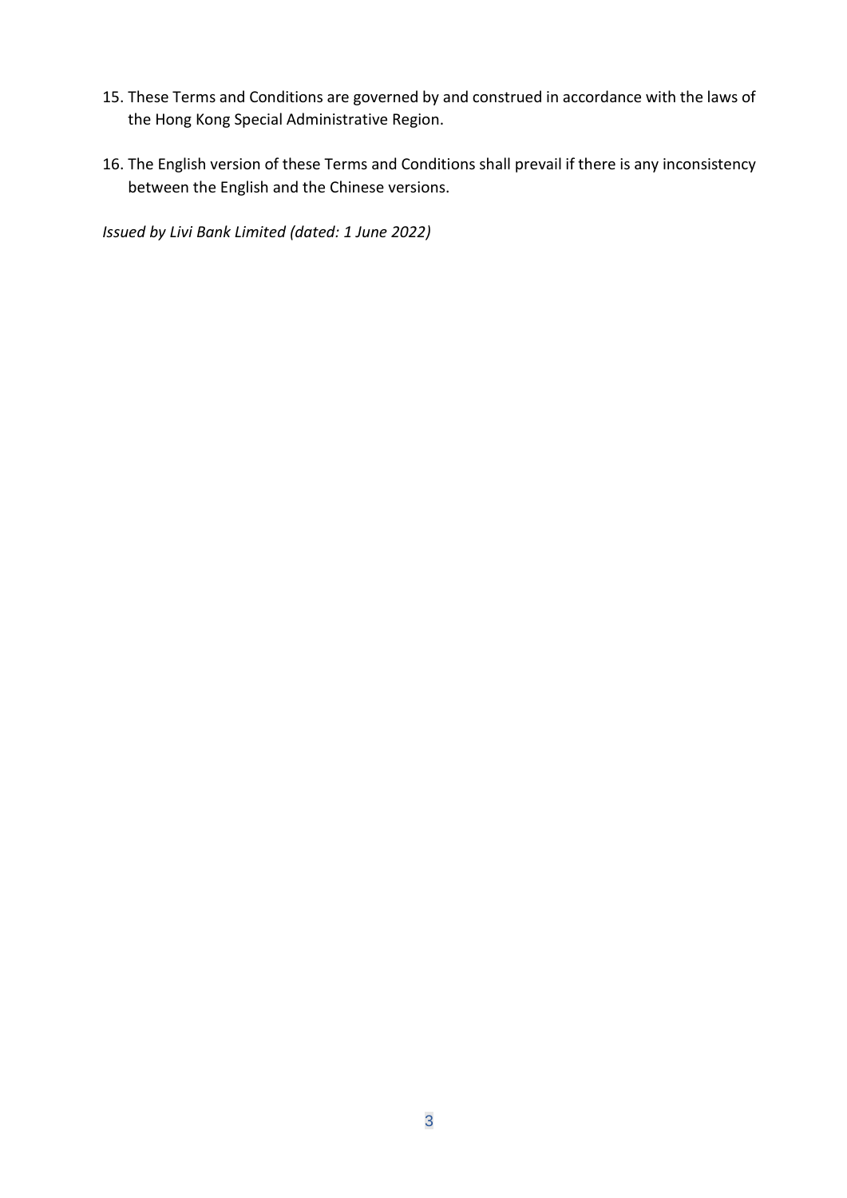15. These Terms and Conditions are governed by and construed in accordance with the laws of the Hong Kong Special Administrative Region.

16. The English version of these Terms and Conditions shall prevail if there is any inconsistency between the English and the Chinese versions.

*Issued by Livi Bank Limited (dated: 1 June 2022)*